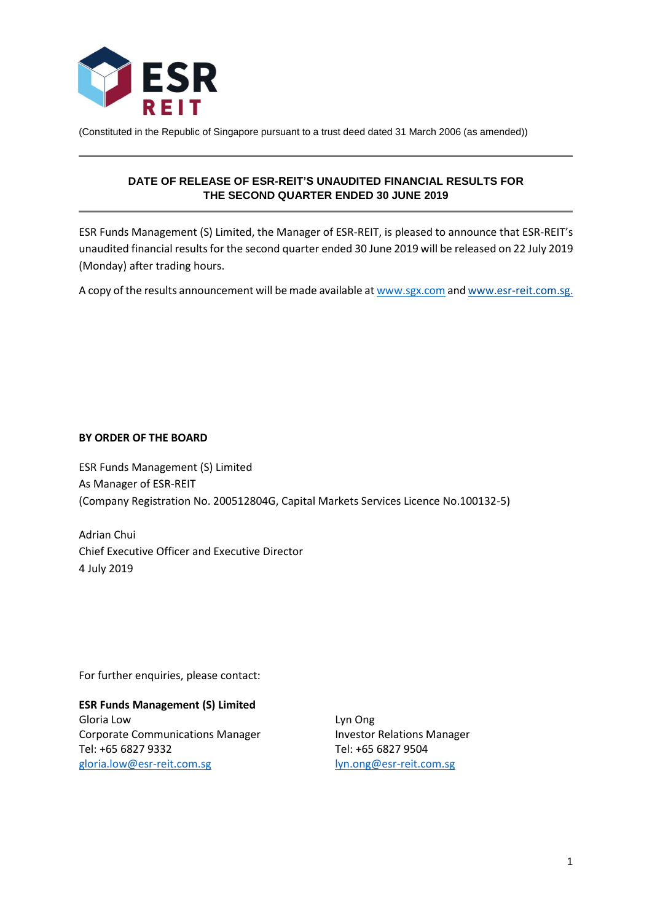ESR REIT

(Constituted in the Republic of Singapore pursuant to a trust deed dated 31 March 2006 (as amended))

---

**DATE OF RELEASE OF ESR-REIT'S UNAUDITED FINANCIAL RESULTS FOR THE SECOND QUARTER ENDED 30 JUNE 2019**

---

ESR Funds Management (S) Limited, the Manager of ESR-REIT, is pleased to announce that ESR-REIT's unaudited financial results for the second quarter ended 30 June 2019 will be released on 22 July 2019 (Monday) after trading hours.

A copy of the results announcement will be made available at www.sgx.com and www.esr-reit.com.sg.

**BY ORDER OF THE BOARD**

ESR Funds Management (S) Limited
As Manager of ESR-REIT
(Company Registration No. 200512804G, Capital Markets Services Licence No.100132-5)

Adrian Chui
Chief Executive Officer and Executive Director
4 July 2019

For further enquiries, please contact:

**ESR Funds Management (S) Limited**

Gloria Low
Corporate Communications Manager
Tel: +65 6827 9332
gloria.low@esr-reit.com.sg

Lyn Ong
Investor Relations Manager
Tel: +65 6827 9504
lyn.ong@esr-reit.com.sg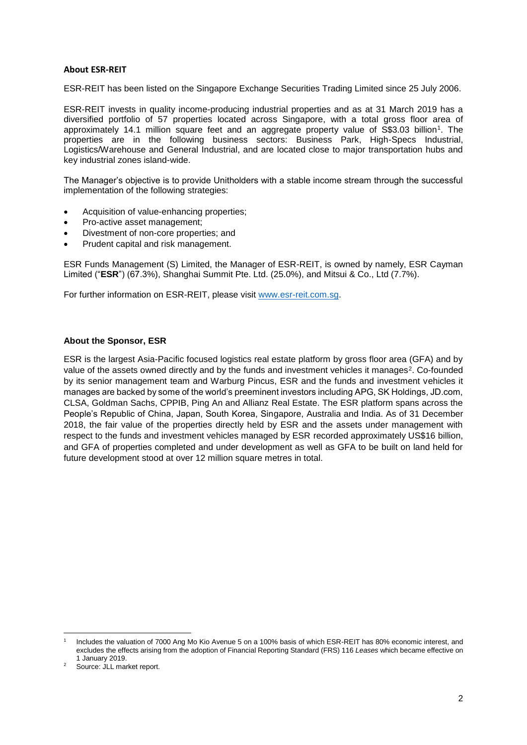**About ESR-REIT**

ESR-REIT has been listed on the Singapore Exchange Securities Trading Limited since 25 July 2006.

ESR-REIT invests in quality income-producing industrial properties and as at 31 March 2019 has a diversified portfolio of 57 properties located across Singapore, with a total gross floor area of approximately 14.1 million square feet and an aggregate property value of S$3.03 billion[1]. The properties are in the following business sectors: Business Park, High-Specs Industrial, Logistics/Warehouse and General Industrial, and are located close to major transportation hubs and key industrial zones island-wide.

The Manager's objective is to provide Unitholders with a stable income stream through the successful implementation of the following strategies:

- Acquisition of value-enhancing properties;
- Pro-active asset management;
- Divestment of non-core properties; and
- Prudent capital and risk management.

ESR Funds Management (S) Limited, the Manager of ESR-REIT, is owned by namely, ESR Cayman Limited ("**ESR**") (67.3%), Shanghai Summit Pte. Ltd. (25.0%), and Mitsui & Co., Ltd (7.7%).

For further information on ESR-REIT, please visit www.esr-reit.com.sg.

**About the Sponsor, ESR**

ESR is the largest Asia-Pacific focused logistics real estate platform by gross floor area (GFA) and by value of the assets owned directly and by the funds and investment vehicles it manages[2]. Co-founded by its senior management team and Warburg Pincus, ESR and the funds and investment vehicles it manages are backed by some of the world's preeminent investors including APG, SK Holdings, JD.com, CLSA, Goldman Sachs, CPPIB, Ping An and Allianz Real Estate. The ESR platform spans across the People's Republic of China, Japan, South Korea, Singapore, Australia and India. As of 31 December 2018, the fair value of the properties directly held by ESR and the assets under management with respect to the funds and investment vehicles managed by ESR recorded approximately US$16 billion, and GFA of properties completed and under development as well as GFA to be built on land held for future development stood at over 12 million square metres in total.

---

[1] Includes the valuation of 7000 Ang Mo Kio Avenue 5 on a 100% basis of which ESR-REIT has 80% economic interest, and excludes the effects arising from the adoption of Financial Reporting Standard (FRS) 116 *Leases* which became effective on 1 January 2019.

[2] Source: JLL market report.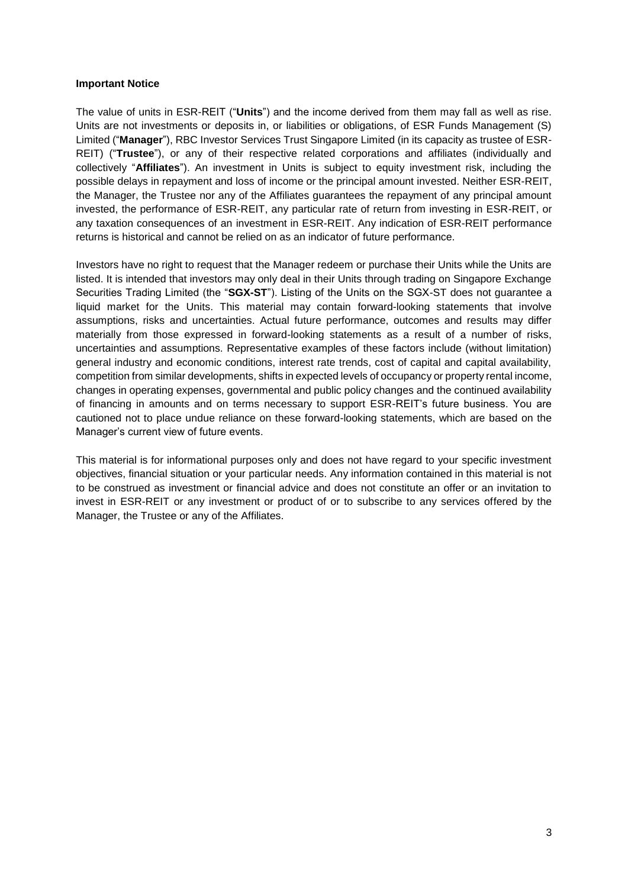**Important Notice**

The value of units in ESR-REIT ("**Units**") and the income derived from them may fall as well as rise. Units are not investments or deposits in, or liabilities or obligations, of ESR Funds Management (S) Limited ("**Manager**"), RBC Investor Services Trust Singapore Limited (in its capacity as trustee of ESR-REIT) ("**Trustee**"), or any of their respective related corporations and affiliates (individually and collectively "**Affiliates**"). An investment in Units is subject to equity investment risk, including the possible delays in repayment and loss of income or the principal amount invested. Neither ESR-REIT, the Manager, the Trustee nor any of the Affiliates guarantees the repayment of any principal amount invested, the performance of ESR-REIT, any particular rate of return from investing in ESR-REIT, or any taxation consequences of an investment in ESR-REIT. Any indication of ESR-REIT performance returns is historical and cannot be relied on as an indicator of future performance.

Investors have no right to request that the Manager redeem or purchase their Units while the Units are listed. It is intended that investors may only deal in their Units through trading on Singapore Exchange Securities Trading Limited (the "**SGX-ST**"). Listing of the Units on the SGX-ST does not guarantee a liquid market for the Units. This material may contain forward-looking statements that involve assumptions, risks and uncertainties. Actual future performance, outcomes and results may differ materially from those expressed in forward-looking statements as a result of a number of risks, uncertainties and assumptions. Representative examples of these factors include (without limitation) general industry and economic conditions, interest rate trends, cost of capital and capital availability, competition from similar developments, shifts in expected levels of occupancy or property rental income, changes in operating expenses, governmental and public policy changes and the continued availability of financing in amounts and on terms necessary to support ESR-REIT's future business. You are cautioned not to place undue reliance on these forward-looking statements, which are based on the Manager's current view of future events.

This material is for informational purposes only and does not have regard to your specific investment objectives, financial situation or your particular needs. Any information contained in this material is not to be construed as investment or financial advice and does not constitute an offer or an invitation to invest in ESR-REIT or any investment or product of or to subscribe to any services offered by the Manager, the Trustee or any of the Affiliates.